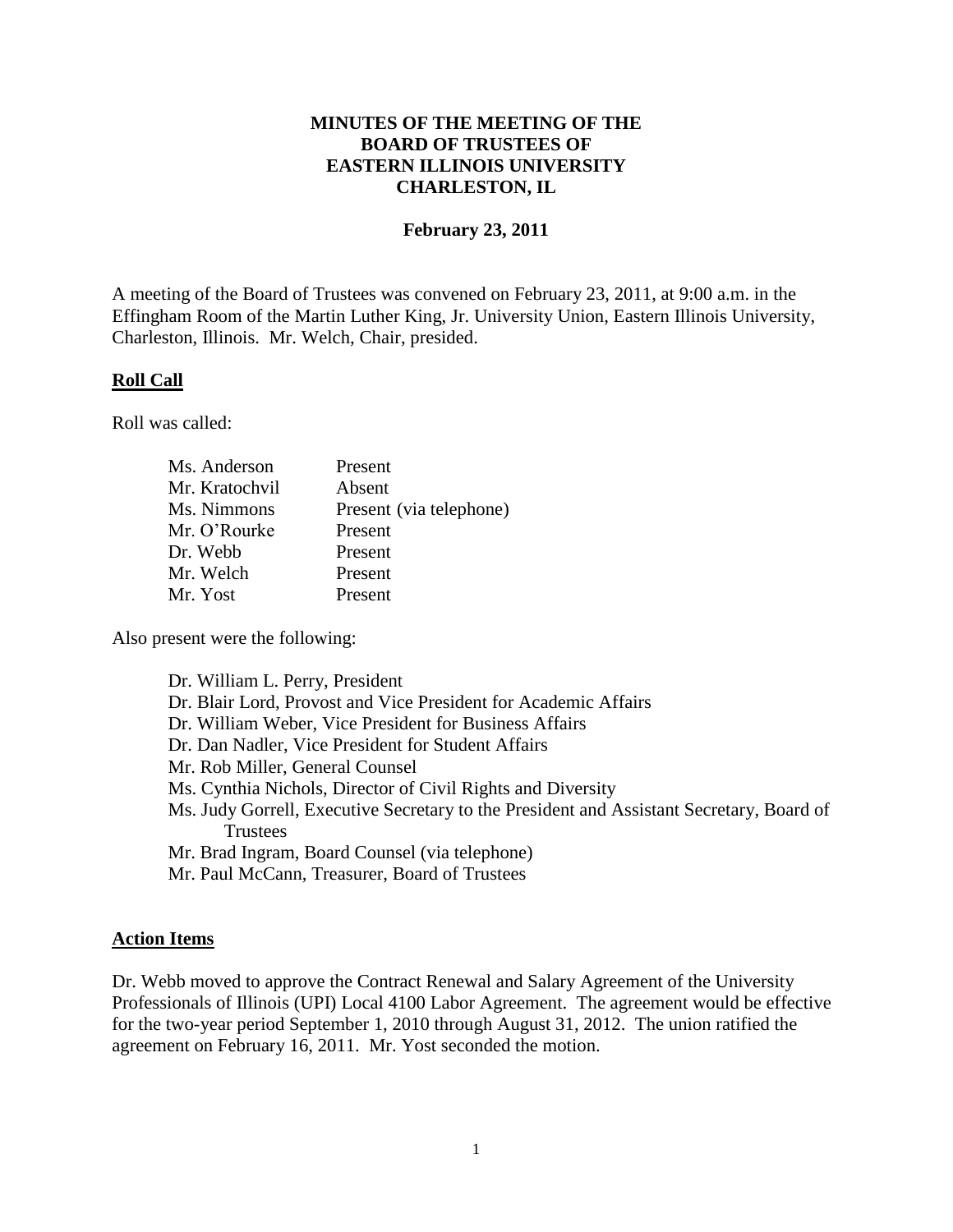# MINUTES OF THE MEETING OF THE BOARD OF TRUSTEES OF EASTERN ILLINOIS UNIVERSITY CHARLESTON, IL

**February 23, 2011**

A meeting of the Board of Trustees was convened on February 23, 2011, at 9:00 a.m. in the Effingham Room of the Martin Luther King, Jr. University Union, Eastern Illinois University, Charleston, Illinois. Mr. Welch, Chair, presided.

## Roll Call

Roll was called:

| | |
|---|---|
| Ms. Anderson | Present |
| Mr. Kratochvil | Absent |
| Ms. Nimmons | Present (via telephone) |
| Mr. O'Rourke | Present |
| Dr. Webb | Present |
| Mr. Welch | Present |
| Mr. Yost | Present |

Also present were the following:

- Dr. William L. Perry, President
- Dr. Blair Lord, Provost and Vice President for Academic Affairs
- Dr. William Weber, Vice President for Business Affairs
- Dr. Dan Nadler, Vice President for Student Affairs
- Mr. Rob Miller, General Counsel
- Ms. Cynthia Nichols, Director of Civil Rights and Diversity
- Ms. Judy Gorrell, Executive Secretary to the President and Assistant Secretary, Board of Trustees
- Mr. Brad Ingram, Board Counsel (via telephone)
- Mr. Paul McCann, Treasurer, Board of Trustees

## Action Items

Dr. Webb moved to approve the Contract Renewal and Salary Agreement of the University Professionals of Illinois (UPI) Local 4100 Labor Agreement. The agreement would be effective for the two-year period September 1, 2010 through August 31, 2012. The union ratified the agreement on February 16, 2011. Mr. Yost seconded the motion.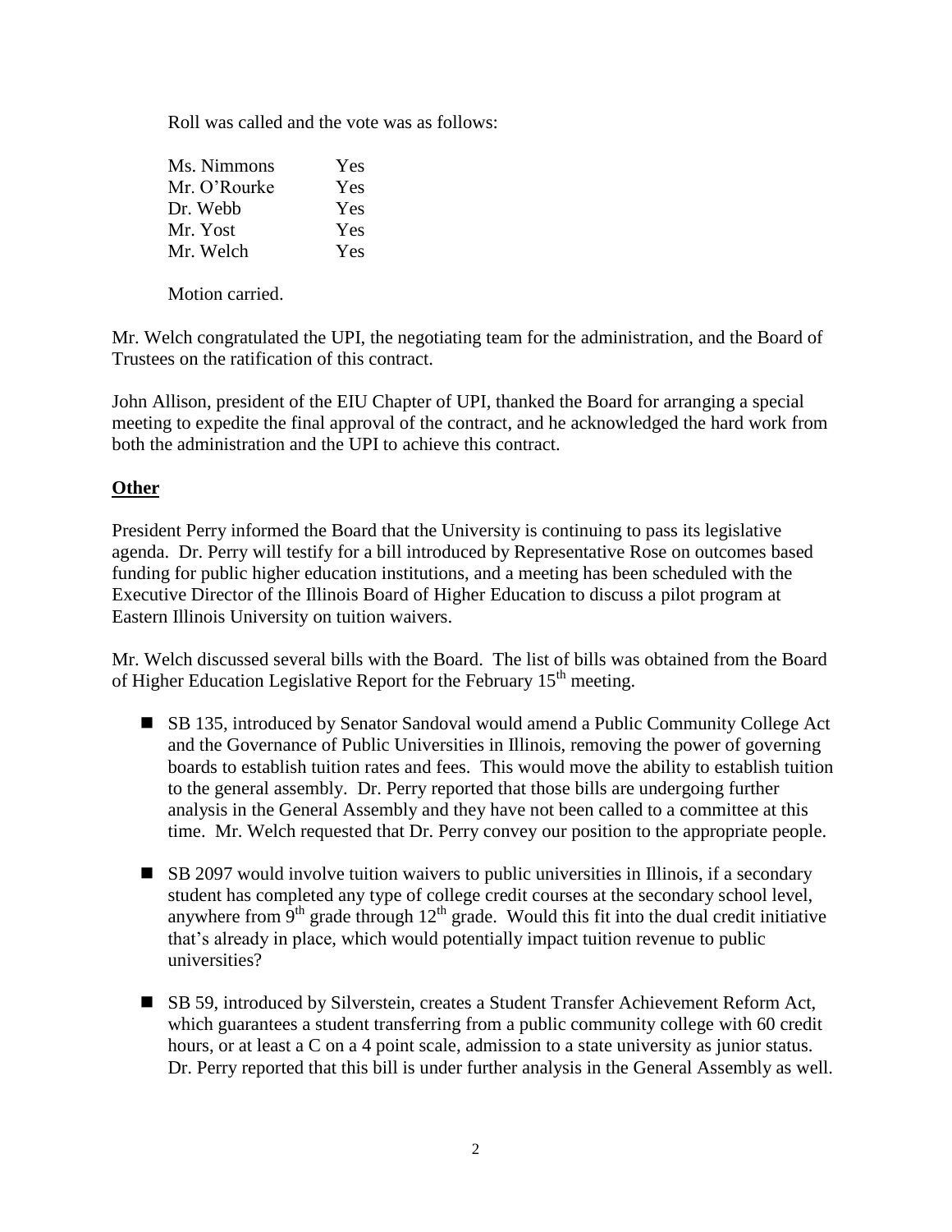Roll was called and the vote was as follows:

| | |
|---|---|
| Ms. Nimmons | Yes |
| Mr. O'Rourke | Yes |
| Dr. Webb | Yes |
| Mr. Yost | Yes |
| Mr. Welch | Yes |

Motion carried.

Mr. Welch congratulated the UPI, the negotiating team for the administration, and the Board of Trustees on the ratification of this contract.

John Allison, president of the EIU Chapter of UPI, thanked the Board for arranging a special meeting to expedite the final approval of the contract, and he acknowledged the hard work from both the administration and the UPI to achieve this contract.

## **Other**

President Perry informed the Board that the University is continuing to pass its legislative agenda. Dr. Perry will testify for a bill introduced by Representative Rose on outcomes based funding for public higher education institutions, and a meeting has been scheduled with the Executive Director of the Illinois Board of Higher Education to discuss a pilot program at Eastern Illinois University on tuition waivers.

Mr. Welch discussed several bills with the Board. The list of bills was obtained from the Board of Higher Education Legislative Report for the February 15th meeting.

- SB 135, introduced by Senator Sandoval would amend a Public Community College Act and the Governance of Public Universities in Illinois, removing the power of governing boards to establish tuition rates and fees. This would move the ability to establish tuition to the general assembly. Dr. Perry reported that those bills are undergoing further analysis in the General Assembly and they have not been called to a committee at this time. Mr. Welch requested that Dr. Perry convey our position to the appropriate people.

- SB 2097 would involve tuition waivers to public universities in Illinois, if a secondary student has completed any type of college credit courses at the secondary school level, anywhere from 9th grade through 12th grade. Would this fit into the dual credit initiative that's already in place, which would potentially impact tuition revenue to public universities?

- SB 59, introduced by Silverstein, creates a Student Transfer Achievement Reform Act, which guarantees a student transferring from a public community college with 60 credit hours, or at least a C on a 4 point scale, admission to a state university as junior status. Dr. Perry reported that this bill is under further analysis in the General Assembly as well.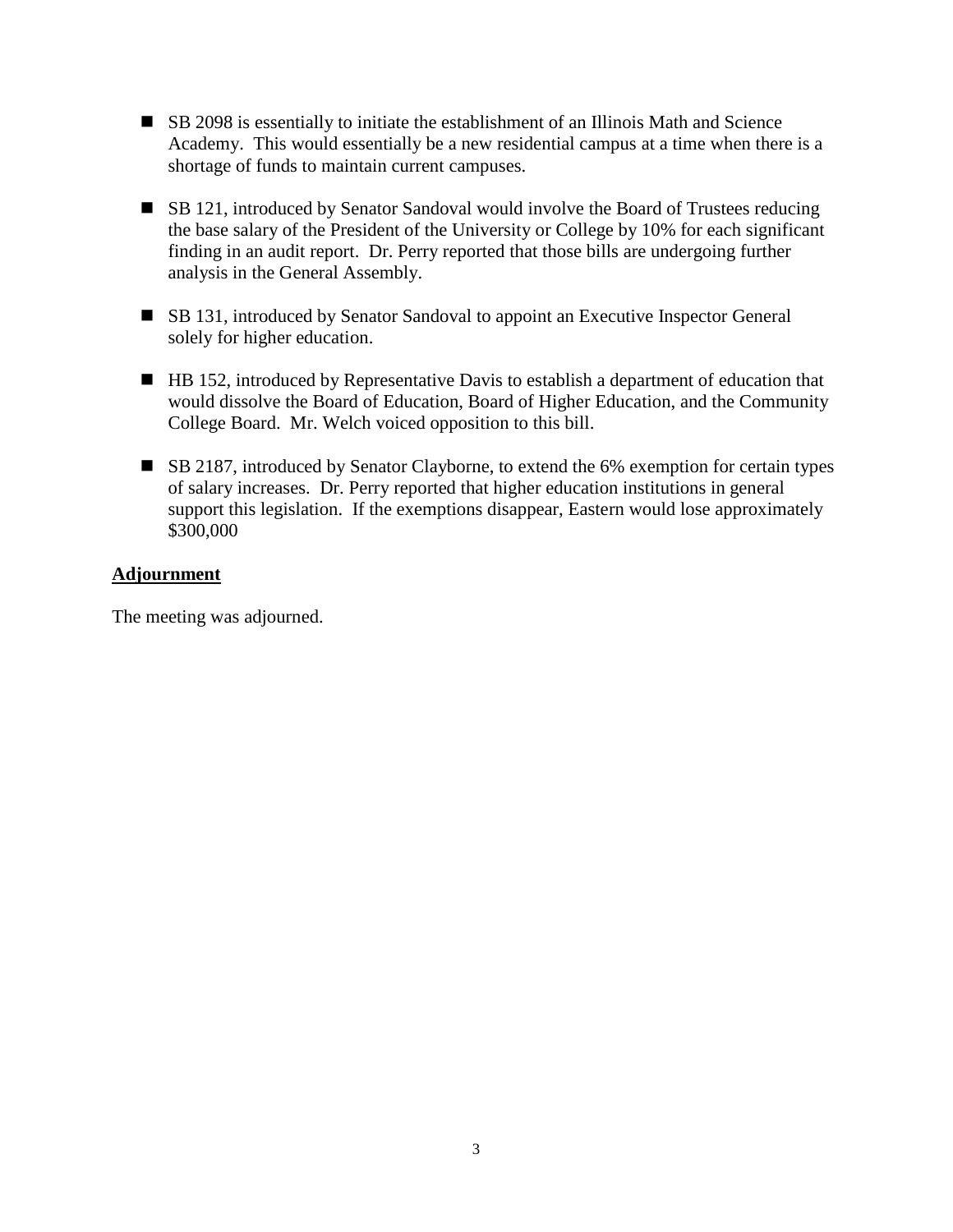- SB 2098 is essentially to initiate the establishment of an Illinois Math and Science Academy. This would essentially be a new residential campus at a time when there is a shortage of funds to maintain current campuses.

- SB 121, introduced by Senator Sandoval would involve the Board of Trustees reducing the base salary of the President of the University or College by 10% for each significant finding in an audit report. Dr. Perry reported that those bills are undergoing further analysis in the General Assembly.

- SB 131, introduced by Senator Sandoval to appoint an Executive Inspector General solely for higher education.

- HB 152, introduced by Representative Davis to establish a department of education that would dissolve the Board of Education, Board of Higher Education, and the Community College Board. Mr. Welch voiced opposition to this bill.

- SB 2187, introduced by Senator Clayborne, to extend the 6% exemption for certain types of salary increases. Dr. Perry reported that higher education institutions in general support this legislation. If the exemptions disappear, Eastern would lose approximately $300,000

**Adjournment**

The meeting was adjourned.